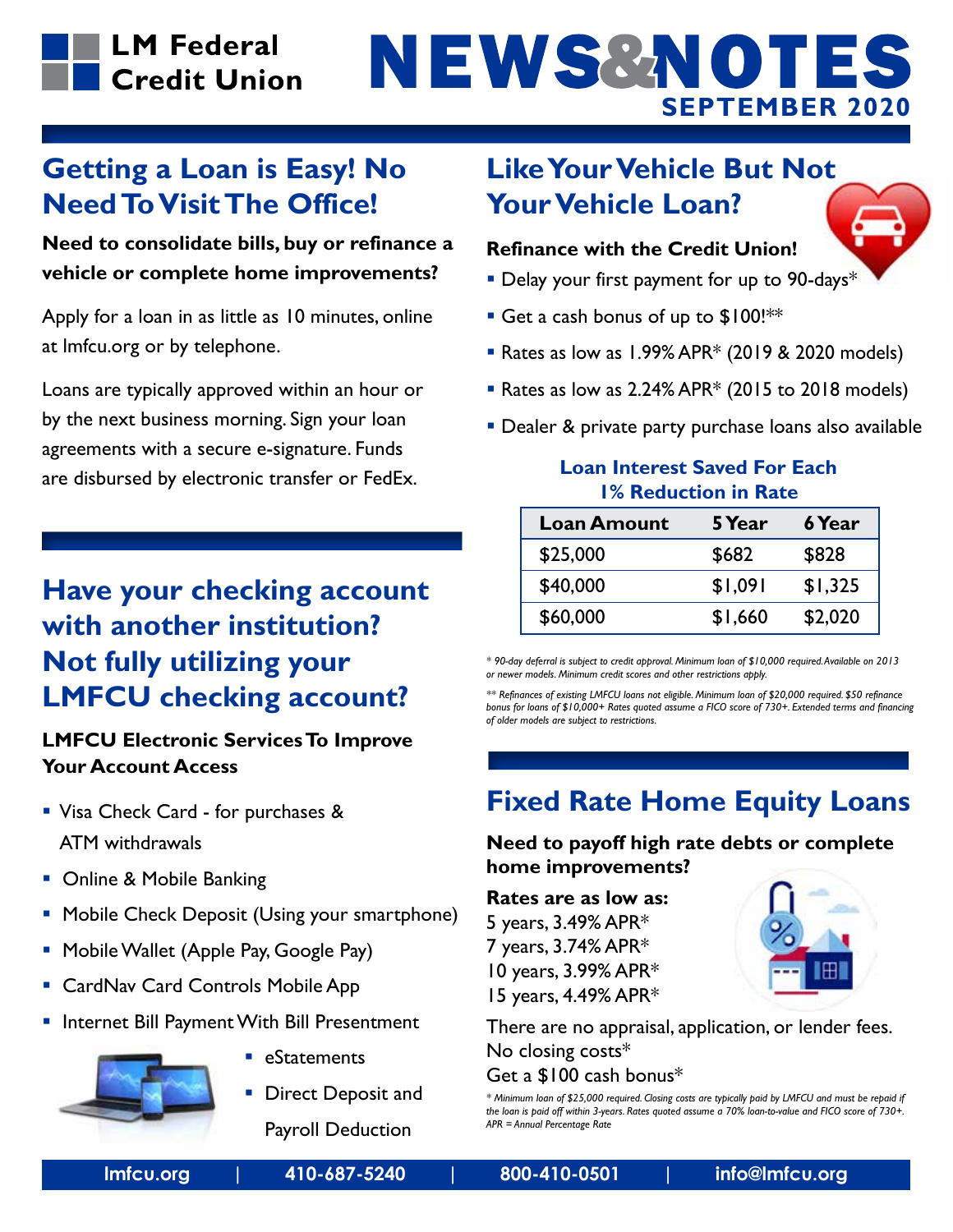# LM Federal Credit Union

# NEWS&NOTES

**SEPTEMBER 2020**

## Getting a Loan is Easy! No Need To Visit The Office!

**Need to consolidate bills, buy or refinance a vehicle or complete home improvements?**

Apply for a loan in as little as 10 minutes, online at lmfcu.org or by telephone.

Loans are typically approved within an hour or by the next business morning. Sign your loan agreements with a secure e-signature. Funds are disbursed by electronic transfer or FedEx.

## Have your checking account with another institution? Not fully utilizing your LMFCU checking account?

**LMFCU Electronic Services To Improve Your Account Access**

- Visa Check Card - for purchases & ATM withdrawals
- Online & Mobile Banking
- Mobile Check Deposit (Using your smartphone)
- Mobile Wallet (Apple Pay, Google Pay)
- CardNav Card Controls Mobile App
- Internet Bill Payment With Bill Presentment
- eStatements
- Direct Deposit and Payroll Deduction

## Like Your Vehicle But Not Your Vehicle Loan?

**Refinance with the Credit Union!**

- Delay your first payment for up to 90-days*
- Get a cash bonus of up to $100!**
- Rates as low as 1.99% APR* (2019 & 2020 models)
- Rates as low as 2.24% APR* (2015 to 2018 models)
- Dealer & private party purchase loans also available

**Loan Interest Saved For Each 1% Reduction in Rate**

| Loan Amount | 5 Year | 6 Year |
|---|---|---|
| $25,000 | $682 | $828 |
| $40,000 | $1,091 | $1,325 |
| $60,000 | $1,660 | $2,020 |

*\* 90-day deferral is subject to credit approval. Minimum loan of $10,000 required. Available on 2013 or newer models. Minimum credit scores and other restrictions apply.*

*\*\* Refinances of existing LMFCU loans not eligible. Minimum loan of $20,000 required. $50 refinance bonus for loans of $10,000+ Rates quoted assume a FICO score of 730+. Extended terms and financing of older models are subject to restrictions.*

## Fixed Rate Home Equity Loans

**Need to payoff high rate debts or complete home improvements?**

**Rates are as low as:**
5 years, 3.49% APR*
7 years, 3.74% APR*
10 years, 3.99% APR*
15 years, 4.49% APR*

There are no appraisal, application, or lender fees.
No closing costs*
Get a $100 cash bonus*

*\* Minimum loan of $25,000 required. Closing costs are typically paid by LMFCU and must be repaid if the loan is paid off within 3-years. Rates quoted assume a 70% loan-to-value and FICO score of 730+. APR = Annual Percentage Rate*

lmfcu.org | 410-687-5240 | 800-410-0501 | info@lmfcu.org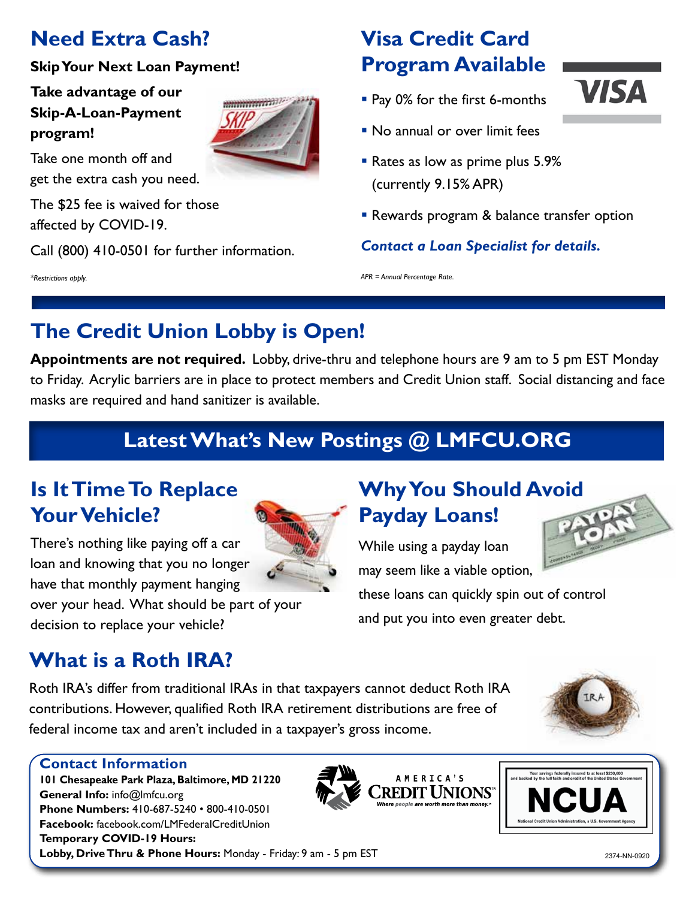## Need Extra Cash?

**Skip Your Next Loan Payment!**

**Take advantage of our Skip-A-Loan-Payment program!**

Take one month off and get the extra cash you need.

The $25 fee is waived for those affected by COVID-19.

Call (800) 410-0501 for further information.

*\*Restrictions apply.*

## Visa Credit Card Program Available

- Pay 0% for the first 6-months
- No annual or over limit fees
- Rates as low as prime plus 5.9% (currently 9.15% APR)
- Rewards program & balance transfer option

***Contact a Loan Specialist for details.***

*APR = Annual Percentage Rate.*

## The Credit Union Lobby is Open!

**Appointments are not required.** Lobby, drive-thru and telephone hours are 9 am to 5 pm EST Monday to Friday. Acrylic barriers are in place to protect members and Credit Union staff. Social distancing and face masks are required and hand sanitizer is available.

## Latest What's New Postings @ LMFCU.ORG

### Is It Time To Replace Your Vehicle?

There's nothing like paying off a car loan and knowing that you no longer have that monthly payment hanging over your head. What should be part of your decision to replace your vehicle?

### Why You Should Avoid Payday Loans!

While using a payday loan may seem like a viable option, these loans can quickly spin out of control and put you into even greater debt.

### What is a Roth IRA?

Roth IRA's differ from traditional IRAs in that taxpayers cannot deduct Roth IRA contributions. However, qualified Roth IRA retirement distributions are free of federal income tax and aren't included in a taxpayer's gross income.

### Contact Information

**101 Chesapeake Park Plaza, Baltimore, MD 21220**
**General Info:** info@lmfcu.org
**Phone Numbers:** 410-687-5240 • 800-410-0501
**Facebook:** facebook.com/LMFederalCreditUnion
**Temporary COVID-19 Hours:**
**Lobby, Drive Thru & Phone Hours:** Monday - Friday: 9 am - 5 pm EST

AMERICA'S CREDIT UNIONS™ *Where people are worth more than money.*™

Your savings federally insured to at least $250,000 and backed by the full faith and credit of the United States Government
NCUA
National Credit Union Administration, a U.S. Government Agency

2374-NN-0920